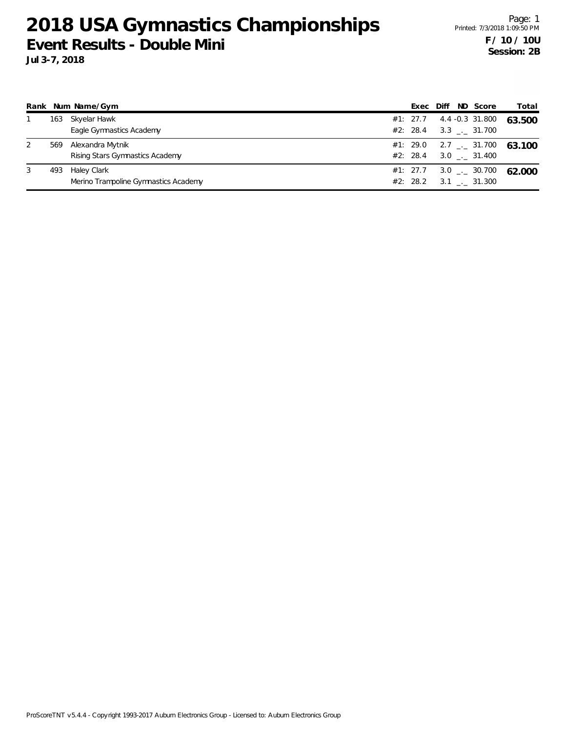# 2018 USA Gymnastics Championships

## Event Results - Double Mini

**Jul 3-7, 2018**

Printed: 7/3/2018 1:09:50 PM

**F / 10 / 10U**
**Session: 2B**

| Rank | Num | Name/Gym | | Exec | Diff | ND | Score | Total |
|---|---|---|---|---|---|---|---|---|
| 1 | 163 | Skyelar Hawk | #1: | 27.7 | 4.4 | -0.3 | 31.800 | **63.500** |
| | | Eagle Gymnastics Academy | #2: | 28.4 | 3.3 | _._ | 31.700 | |
| 2 | 569 | Alexandra Mytnik | #1: | 29.0 | 2.7 | _._ | 31.700 | **63.100** |
| | | Rising Stars Gymnastics Academy | #2: | 28.4 | 3.0 | _._ | 31.400 | |
| 3 | 493 | Haley Clark | #1: | 27.7 | 3.0 | _._ | 30.700 | **62.000** |
| | | Merino Trampoline Gymnastics Academy | #2: | 28.2 | 3.1 | _._ | 31.300 | |

ProScoreTNT v5.4.4 - Copyright 1993-2017 Auburn Electronics Group - Licensed to: Auburn Electronics Group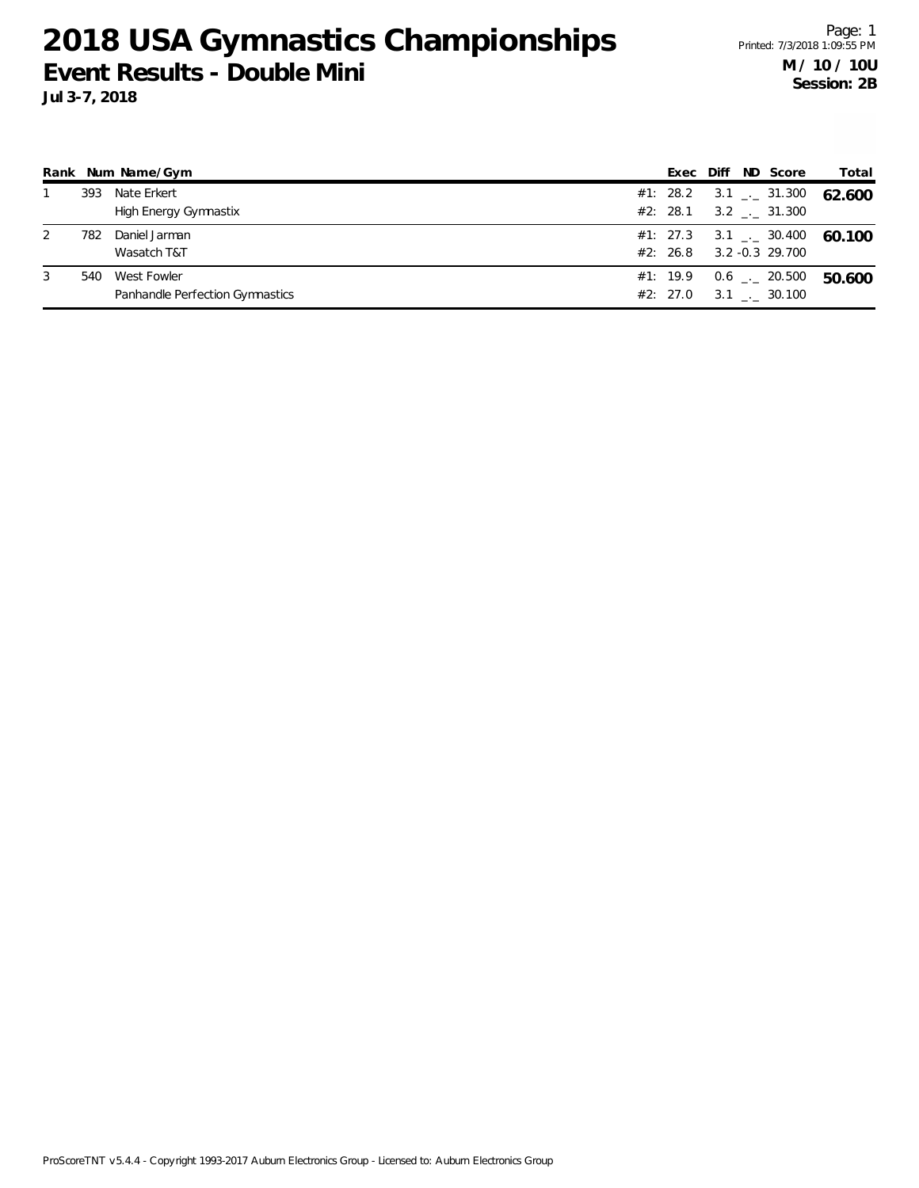# 2018 USA Gymnastics Championships

## Event Results - Double Mini

**Jul 3-7, 2018**

Printed: 7/3/2018 1:09:55 PM

**M / 10 / 10U**
**Session: 2B**

| Rank | Num | Name/Gym | | Exec | Diff | ND | Score | Total |
|---|---|---|---|---|---|---|---|---|
| 1 | 393 | Nate Erkert | #1: | 28.2 | 3.1 | _._ | 31.300 | **62.600** |
| | | High Energy Gymnastix | #2: | 28.1 | 3.2 | _._ | 31.300 | |
| 2 | 782 | Daniel Jarman | #1: | 27.3 | 3.1 | _._ | 30.400 | **60.100** |
| | | Wasatch T&T | #2: | 26.8 | 3.2 | -0.3 | 29.700 | |
| 3 | 540 | West Fowler | #1: | 19.9 | 0.6 | _._ | 20.500 | **50.600** |
| | | Panhandle Perfection Gymnastics | #2: | 27.0 | 3.1 | _._ | 30.100 | |

ProScoreTNT v5.4.4 - Copyright 1993-2017 Auburn Electronics Group - Licensed to: Auburn Electronics Group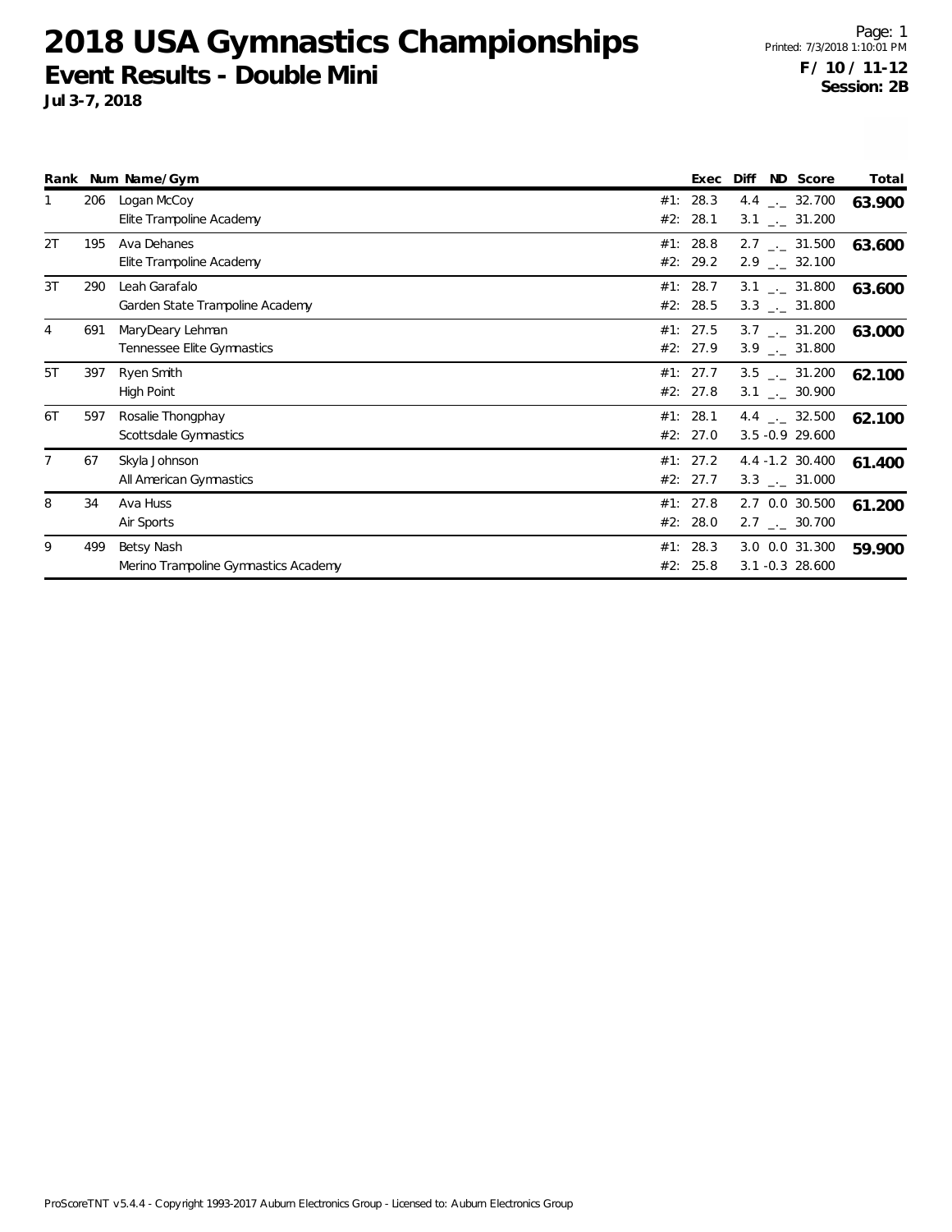# 2018 USA Gymnastics Championships

## Event Results - Double Mini

**Jul 3-7, 2018**

Page: 1
Printed: 7/3/2018 1:10:01 PM

**F / 10 / 11-12**
**Session: 2B**

| Rank | Num | Name/Gym | | Exec | Diff | ND | Score | Total |
|---|---|---|---|---|---|---|---|---|
| 1 | 206 | Logan McCoy | #1: | 28.3 | 4.4 | _._ | 32.700 | **63.900** |
| | | Elite Trampoline Academy | #2: | 28.1 | 3.1 | _._ | 31.200 | |
| 2T | 195 | Ava Dehanes | #1: | 28.8 | 2.7 | _._ | 31.500 | **63.600** |
| | | Elite Trampoline Academy | #2: | 29.2 | 2.9 | _._ | 32.100 | |
| 3T | 290 | Leah Garafalo | #1: | 28.7 | 3.1 | _._ | 31.800 | **63.600** |
| | | Garden State Trampoline Academy | #2: | 28.5 | 3.3 | _._ | 31.800 | |
| 4 | 691 | MaryDeary Lehman | #1: | 27.5 | 3.7 | _._ | 31.200 | **63.000** |
| | | Tennessee Elite Gymnastics | #2: | 27.9 | 3.9 | _._ | 31.800 | |
| 5T | 397 | Ryen Smith | #1: | 27.7 | 3.5 | _._ | 31.200 | **62.100** |
| | | High Point | #2: | 27.8 | 3.1 | _._ | 30.900 | |
| 6T | 597 | Rosalie Thongphay | #1: | 28.1 | 4.4 | _._ | 32.500 | **62.100** |
| | | Scottsdale Gymnastics | #2: | 27.0 | 3.5 | -0.9 | 29.600 | |
| 7 | 67 | Skyla Johnson | #1: | 27.2 | 4.4 | -1.2 | 30.400 | **61.400** |
| | | All American Gymnastics | #2: | 27.7 | 3.3 | _._ | 31.000 | |
| 8 | 34 | Ava Huss | #1: | 27.8 | 2.7 | 0.0 | 30.500 | **61.200** |
| | | Air Sports | #2: | 28.0 | 2.7 | _._ | 30.700 | |
| 9 | 499 | Betsy Nash | #1: | 28.3 | 3.0 | 0.0 | 31.300 | **59.900** |
| | | Merino Trampoline Gymnastics Academy | #2: | 25.8 | 3.1 | -0.3 | 28.600 | |

ProScoreTNT v5.4.4 - Copyright 1993-2017 Auburn Electronics Group - Licensed to: Auburn Electronics Group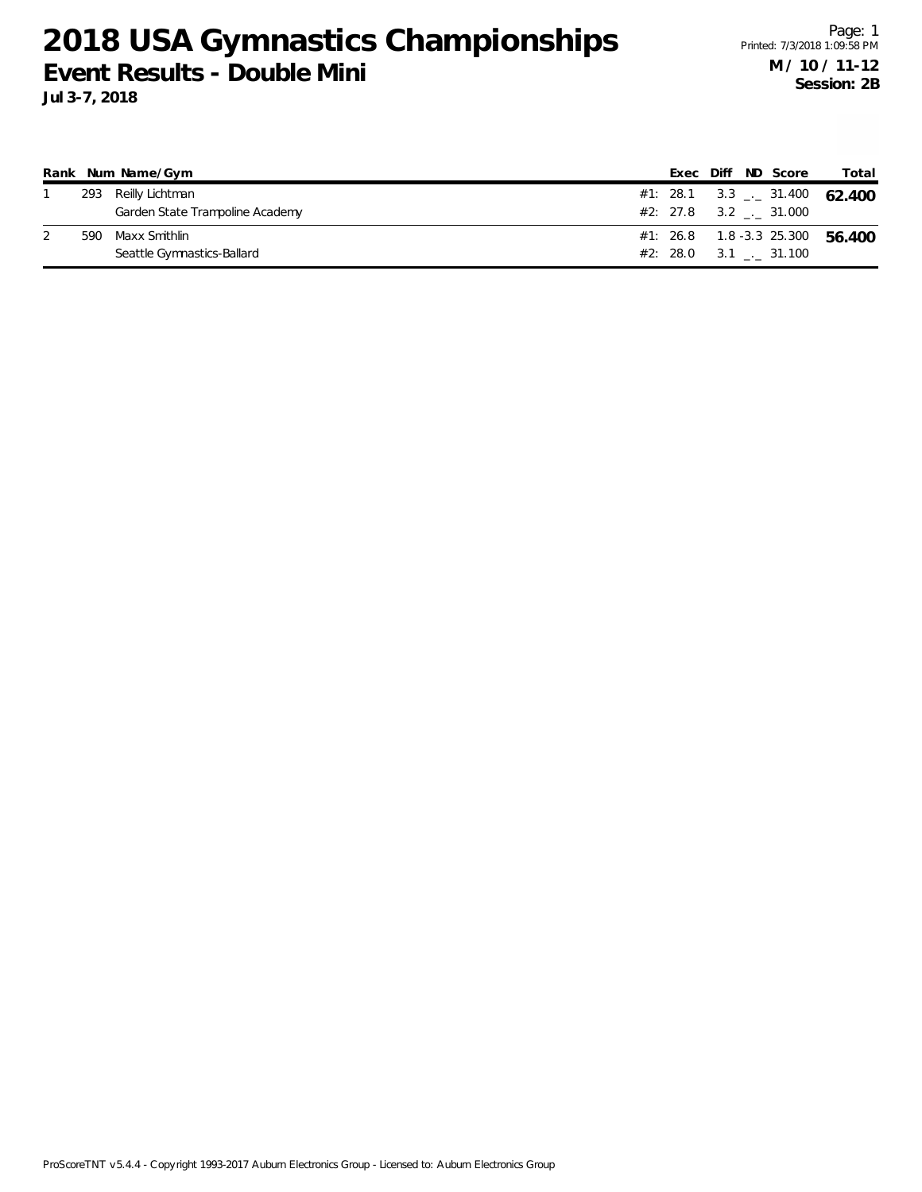# 2018 USA Gymnastics Championships

## Event Results - Double Mini

**Jul 3-7, 2018**

**M / 10 / 11-12**
**Session: 2B**

| Rank | Num | Name/Gym | | Exec | Diff | ND | Score | Total |
|---|---|---|---|---|---|---|---|---|
| 1 | 293 | Reilly Lichtman | #1: | 28.1 | 3.3 | _._ | 31.400 | **62.400** |
| | | Garden State Trampoline Academy | #2: | 27.8 | 3.2 | _._ | 31.000 | |
| 2 | 590 | Maxx Smithlin | #1: | 26.8 | 1.8 | -3.3 | 25.300 | **56.400** |
| | | Seattle Gymnastics-Ballard | #2: | 28.0 | 3.1 | _._ | 31.100 | |

ProScoreTNT v5.4.4 - Copyright 1993-2017 Auburn Electronics Group - Licensed to: Auburn Electronics Group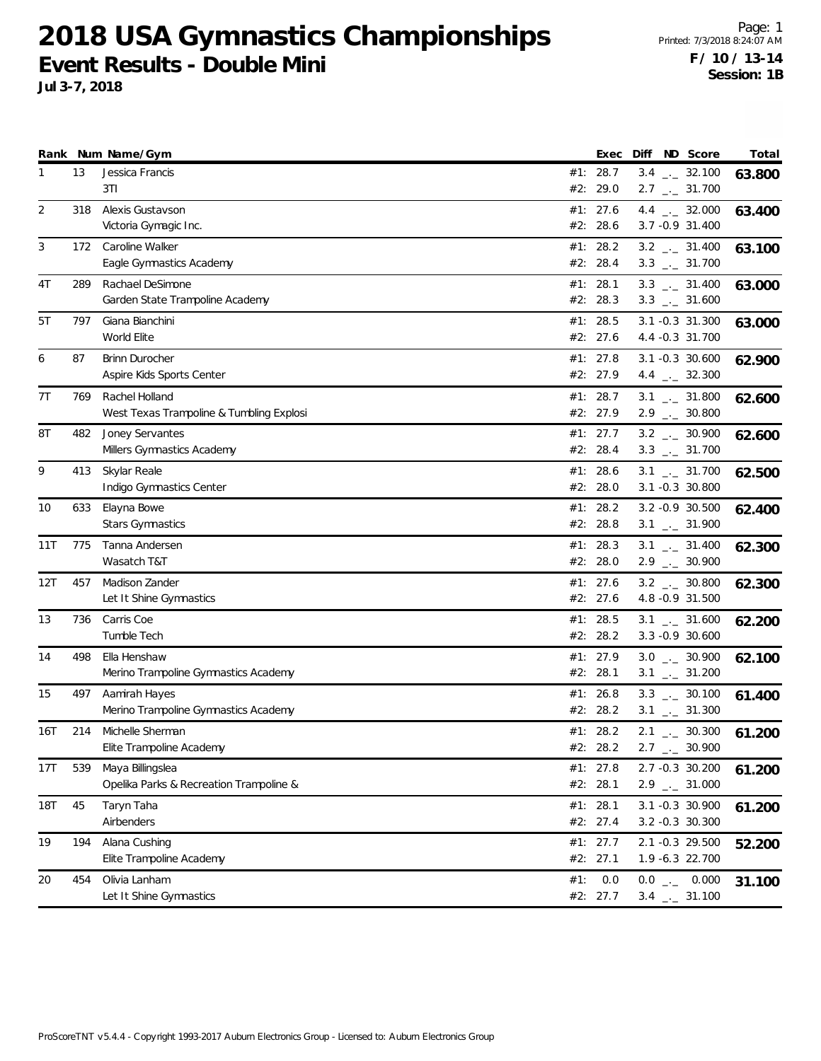# 2018 USA Gymnastics Championships

## Event Results - Double Mini

**Jul 3-7, 2018**

**F / 10 / 13-14**
**Session: 1B**

| Rank | Num | Name/Gym | | Exec | Diff | ND | Score | Total |
|---|---|---|---|---|---|---|---|---|
| 1 | 13 | Jessica Francis | #1: | 28.7 | 3.4 | _._ | 32.100 | **63.800** |
| | | 3TI | #2: | 29.0 | 2.7 | _._ | 31.700 | |
| 2 | 318 | Alexis Gustavson | #1: | 27.6 | 4.4 | _._ | 32.000 | **63.400** |
| | | Victoria Gymagic Inc. | #2: | 28.6 | 3.7 | -0.9 | 31.400 | |
| 3 | 172 | Caroline Walker | #1: | 28.2 | 3.2 | _._ | 31.400 | **63.100** |
| | | Eagle Gymnastics Academy | #2: | 28.4 | 3.3 | _._ | 31.700 | |
| 4T | 289 | Rachael DeSimone | #1: | 28.1 | 3.3 | _._ | 31.400 | **63.000** |
| | | Garden State Trampoline Academy | #2: | 28.3 | 3.3 | _._ | 31.600 | |
| 5T | 797 | Giana Bianchini | #1: | 28.5 | 3.1 | -0.3 | 31.300 | **63.000** |
| | | World Elite | #2: | 27.6 | 4.4 | -0.3 | 31.700 | |
| 6 | 87 | Brinn Durocher | #1: | 27.8 | 3.1 | -0.3 | 30.600 | **62.900** |
| | | Aspire Kids Sports Center | #2: | 27.9 | 4.4 | _._ | 32.300 | |
| 7T | 769 | Rachel Holland | #1: | 28.7 | 3.1 | _._ | 31.800 | **62.600** |
| | | West Texas Trampoline & Tumbling Explosi | #2: | 27.9 | 2.9 | _._ | 30.800 | |
| 8T | 482 | Joney Servantes | #1: | 27.7 | 3.2 | _._ | 30.900 | **62.600** |
| | | Millers Gymnastics Academy | #2: | 28.4 | 3.3 | _._ | 31.700 | |
| 9 | 413 | Skylar Reale | #1: | 28.6 | 3.1 | _._ | 31.700 | **62.500** |
| | | Indigo Gymnastics Center | #2: | 28.0 | 3.1 | -0.3 | 30.800 | |
| 10 | 633 | Elayna Bowe | #1: | 28.2 | 3.2 | -0.9 | 30.500 | **62.400** |
| | | Stars Gymnastics | #2: | 28.8 | 3.1 | _._ | 31.900 | |
| 11T | 775 | Tanna Andersen | #1: | 28.3 | 3.1 | _._ | 31.400 | **62.300** |
| | | Wasatch T&T | #2: | 28.0 | 2.9 | _._ | 30.900 | |
| 12T | 457 | Madison Zander | #1: | 27.6 | 3.2 | _._ | 30.800 | **62.300** |
| | | Let It Shine Gymnastics | #2: | 27.6 | 4.8 | -0.9 | 31.500 | |
| 13 | 736 | Carris Coe | #1: | 28.5 | 3.1 | _._ | 31.600 | **62.200** |
| | | Tumble Tech | #2: | 28.2 | 3.3 | -0.9 | 30.600 | |
| 14 | 498 | Ella Henshaw | #1: | 27.9 | 3.0 | _._ | 30.900 | **62.100** |
| | | Merino Trampoline Gymnastics Academy | #2: | 28.1 | 3.1 | _._ | 31.200 | |
| 15 | 497 | Aamirah Hayes | #1: | 26.8 | 3.3 | _._ | 30.100 | **61.400** |
| | | Merino Trampoline Gymnastics Academy | #2: | 28.2 | 3.1 | _._ | 31.300 | |
| 16T | 214 | Michelle Sherman | #1: | 28.2 | 2.1 | _._ | 30.300 | **61.200** |
| | | Elite Trampoline Academy | #2: | 28.2 | 2.7 | _._ | 30.900 | |
| 17T | 539 | Maya Billingslea | #1: | 27.8 | 2.7 | -0.3 | 30.200 | **61.200** |
| | | Opelika Parks & Recreation Trampoline & | #2: | 28.1 | 2.9 | _._ | 31.000 | |
| 18T | 45 | Taryn Taha | #1: | 28.1 | 3.1 | -0.3 | 30.900 | **61.200** |
| | | Airbenders | #2: | 27.4 | 3.2 | -0.3 | 30.300 | |
| 19 | 194 | Alana Cushing | #1: | 27.7 | 2.1 | -0.3 | 29.500 | **52.200** |
| | | Elite Trampoline Academy | #2: | 27.1 | 1.9 | -6.3 | 22.700 | |
| 20 | 454 | Olivia Lanham | #1: | 0.0 | 0.0 | _._ | 0.000 | **31.100** |
| | | Let It Shine Gymnastics | #2: | 27.7 | 3.4 | _._ | 31.100 | |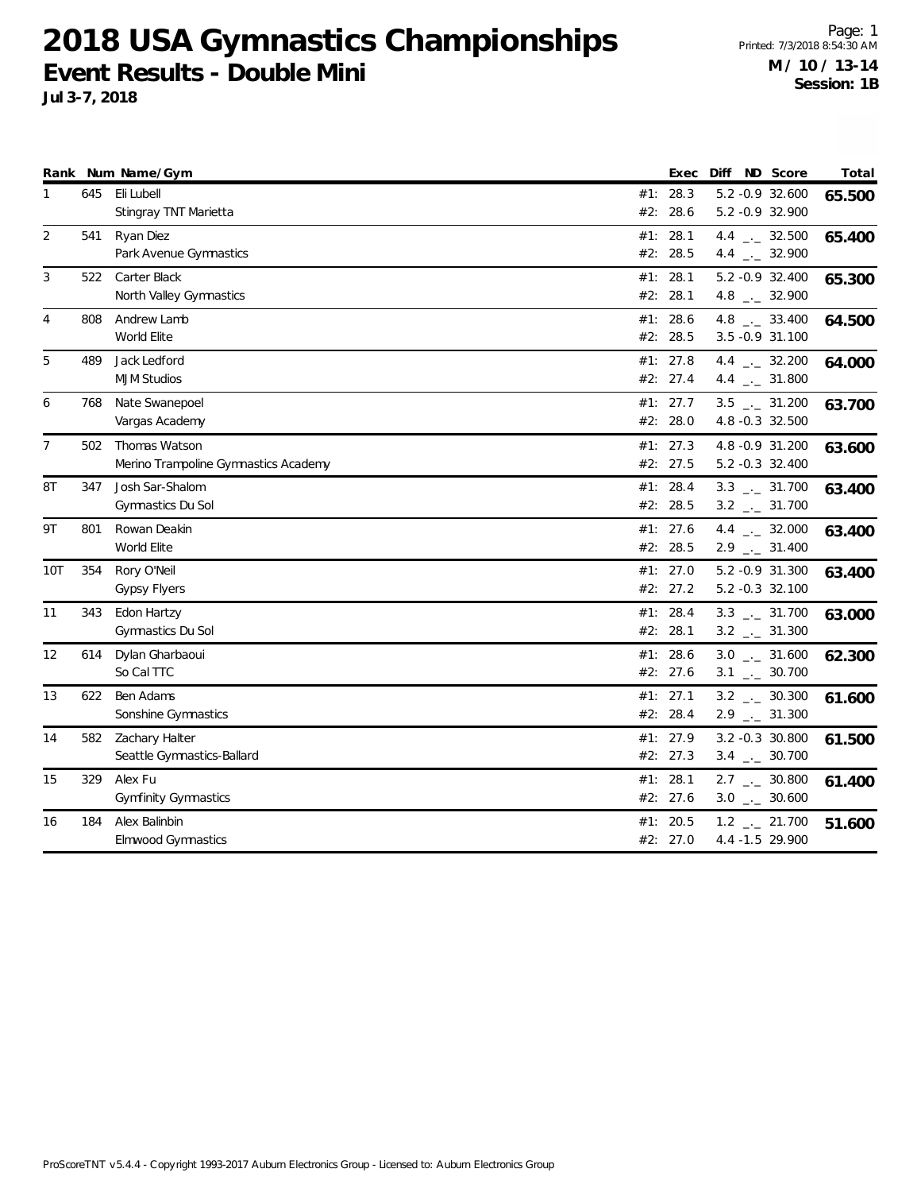# 2018 USA Gymnastics Championships

## Event Results - Double Mini

**Jul 3-7, 2018**

Page: 1
Printed: 7/3/2018 8:54:30 AM

**M / 10 / 13-14**
**Session: 1B**

| Rank | Num | Name/Gym | | Exec | Diff | ND | Score | Total |
|---|---|---|---|---|---|---|---|---|
| 1 | 645 | Eli Lubell | #1: | 28.3 | 5.2 | -0.9 | 32.600 | **65.500** |
| | | Stingray TNT Marietta | #2: | 28.6 | 5.2 | -0.9 | 32.900 | |
| 2 | 541 | Ryan Diez | #1: | 28.1 | 4.4 | _._ | 32.500 | **65.400** |
| | | Park Avenue Gymnastics | #2: | 28.5 | 4.4 | _._ | 32.900 | |
| 3 | 522 | Carter Black | #1: | 28.1 | 5.2 | -0.9 | 32.400 | **65.300** |
| | | North Valley Gymnastics | #2: | 28.1 | 4.8 | _._ | 32.900 | |
| 4 | 808 | Andrew Lamb | #1: | 28.6 | 4.8 | _._ | 33.400 | **64.500** |
| | | World Elite | #2: | 28.5 | 3.5 | -0.9 | 31.100 | |
| 5 | 489 | Jack Ledford | #1: | 27.8 | 4.4 | _._ | 32.200 | **64.000** |
| | | MJM Studios | #2: | 27.4 | 4.4 | _._ | 31.800 | |
| 6 | 768 | Nate Swanepoel | #1: | 27.7 | 3.5 | _._ | 31.200 | **63.700** |
| | | Vargas Academy | #2: | 28.0 | 4.8 | -0.3 | 32.500 | |
| 7 | 502 | Thomas Watson | #1: | 27.3 | 4.8 | -0.9 | 31.200 | **63.600** |
| | | Merino Trampoline Gymnastics Academy | #2: | 27.5 | 5.2 | -0.3 | 32.400 | |
| 8T | 347 | Josh Sar-Shalom | #1: | 28.4 | 3.3 | _._ | 31.700 | **63.400** |
| | | Gymnastics Du Sol | #2: | 28.5 | 3.2 | _._ | 31.700 | |
| 9T | 801 | Rowan Deakin | #1: | 27.6 | 4.4 | _._ | 32.000 | **63.400** |
| | | World Elite | #2: | 28.5 | 2.9 | _._ | 31.400 | |
| 10T | 354 | Rory O'Neil | #1: | 27.0 | 5.2 | -0.9 | 31.300 | **63.400** |
| | | Gypsy Flyers | #2: | 27.2 | 5.2 | -0.3 | 32.100 | |
| 11 | 343 | Edon Hartzy | #1: | 28.4 | 3.3 | _._ | 31.700 | **63.000** |
| | | Gymnastics Du Sol | #2: | 28.1 | 3.2 | _._ | 31.300 | |
| 12 | 614 | Dylan Gharbaoui | #1: | 28.6 | 3.0 | _._ | 31.600 | **62.300** |
| | | So Cal TTC | #2: | 27.6 | 3.1 | _._ | 30.700 | |
| 13 | 622 | Ben Adams | #1: | 27.1 | 3.2 | _._ | 30.300 | **61.600** |
| | | Sonshine Gymnastics | #2: | 28.4 | 2.9 | _._ | 31.300 | |
| 14 | 582 | Zachary Halter | #1: | 27.9 | 3.2 | -0.3 | 30.800 | **61.500** |
| | | Seattle Gymnastics-Ballard | #2: | 27.3 | 3.4 | _._ | 30.700 | |
| 15 | 329 | Alex Fu | #1: | 28.1 | 2.7 | _._ | 30.800 | **61.400** |
| | | Gymfinity Gymnastics | #2: | 27.6 | 3.0 | _._ | 30.600 | |
| 16 | 184 | Alex Balinbin | #1: | 20.5 | 1.2 | _._ | 21.700 | **51.600** |
| | | Elmwood Gymnastics | #2: | 27.0 | 4.4 | -1.5 | 29.900 | |

ProScoreTNT v5.4.4 - Copyright 1993-2017 Auburn Electronics Group - Licensed to: Auburn Electronics Group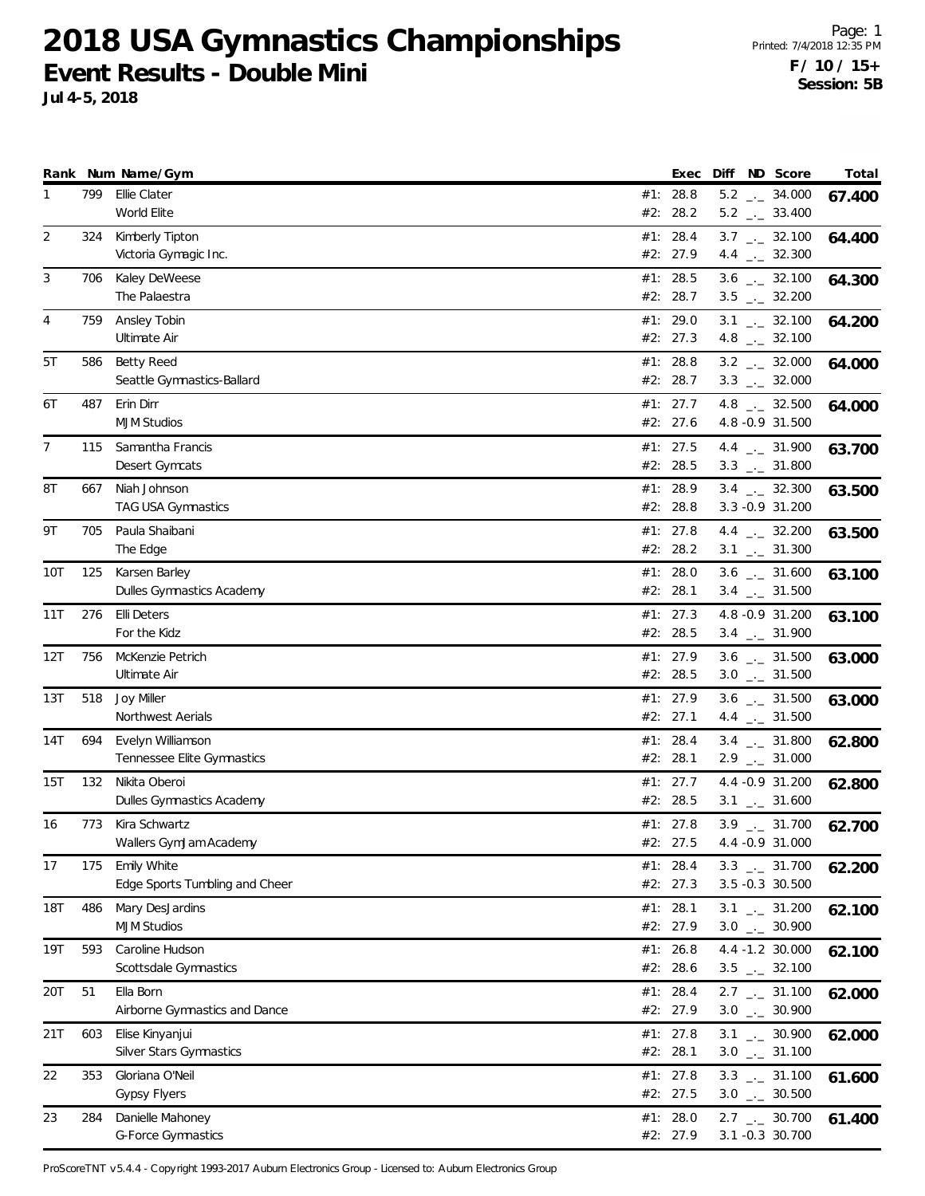# 2018 USA Gymnastics Championships

## Event Results - Double Mini

**Jul 4-5, 2018**

Printed: 7/4/2018 12:35 PM

**F / 10 / 15+**
**Session: 5B**

| Rank | Num | Name/Gym | | Exec | Diff | ND | Score | Total |
|---|---|---|---|---|---|---|---|---|
| 1 | 799 | Ellie Clater | #1: | 28.8 | 5.2 | _._ | 34.000 | 67.400 |
| | | World Elite | #2: | 28.2 | 5.2 | _._ | 33.400 | |
| 2 | 324 | Kimberly Tipton | #1: | 28.4 | 3.7 | _._ | 32.100 | 64.400 |
| | | Victoria Gymagic Inc. | #2: | 27.9 | 4.4 | _._ | 32.300 | |
| 3 | 706 | Kaley DeWeese | #1: | 28.5 | 3.6 | _._ | 32.100 | 64.300 |
| | | The Palaestra | #2: | 28.7 | 3.5 | _._ | 32.200 | |
| 4 | 759 | Ansley Tobin | #1: | 29.0 | 3.1 | _._ | 32.100 | 64.200 |
| | | Ultimate Air | #2: | 27.3 | 4.8 | _._ | 32.100 | |
| 5T | 586 | Betty Reed | #1: | 28.8 | 3.2 | _._ | 32.000 | 64.000 |
| | | Seattle Gymnastics-Ballard | #2: | 28.7 | 3.3 | _._ | 32.000 | |
| 6T | 487 | Erin Dirr | #1: | 27.7 | 4.8 | _._ | 32.500 | 64.000 |
| | | MJM Studios | #2: | 27.6 | 4.8 | -0.9 | 31.500 | |
| 7 | 115 | Samantha Francis | #1: | 27.5 | 4.4 | _._ | 31.900 | 63.700 |
| | | Desert Gymcats | #2: | 28.5 | 3.3 | _._ | 31.800 | |
| 8T | 667 | Niah Johnson | #1: | 28.9 | 3.4 | _._ | 32.300 | 63.500 |
| | | TAG USA Gymnastics | #2: | 28.8 | 3.3 | -0.9 | 31.200 | |
| 9T | 705 | Paula Shaibani | #1: | 27.8 | 4.4 | _._ | 32.200 | 63.500 |
| | | The Edge | #2: | 28.2 | 3.1 | _._ | 31.300 | |
| 10T | 125 | Karsen Barley | #1: | 28.0 | 3.6 | _._ | 31.600 | 63.100 |
| | | Dulles Gymnastics Academy | #2: | 28.1 | 3.4 | _._ | 31.500 | |
| 11T | 276 | Elli Deters | #1: | 27.3 | 4.8 | -0.9 | 31.200 | 63.100 |
| | | For the Kidz | #2: | 28.5 | 3.4 | _._ | 31.900 | |
| 12T | 756 | McKenzie Petrich | #1: | 27.9 | 3.6 | _._ | 31.500 | 63.000 |
| | | Ultimate Air | #2: | 28.5 | 3.0 | _._ | 31.500 | |
| 13T | 518 | Joy Miller | #1: | 27.9 | 3.6 | _._ | 31.500 | 63.000 |
| | | Northwest Aerials | #2: | 27.1 | 4.4 | _._ | 31.500 | |
| 14T | 694 | Evelyn Williamson | #1: | 28.4 | 3.4 | _._ | 31.800 | 62.800 |
| | | Tennessee Elite Gymnastics | #2: | 28.1 | 2.9 | _._ | 31.000 | |
| 15T | 132 | Nikita Oberoi | #1: | 27.7 | 4.4 | -0.9 | 31.200 | 62.800 |
| | | Dulles Gymnastics Academy | #2: | 28.5 | 3.1 | _._ | 31.600 | |
| 16 | 773 | Kira Schwartz | #1: | 27.8 | 3.9 | _._ | 31.700 | 62.700 |
| | | Wallers GymJam Academy | #2: | 27.5 | 4.4 | -0.9 | 31.000 | |
| 17 | 175 | Emily White | #1: | 28.4 | 3.3 | _._ | 31.700 | 62.200 |
| | | Edge Sports Tumbling and Cheer | #2: | 27.3 | 3.5 | -0.3 | 30.500 | |
| 18T | 486 | Mary DesJardins | #1: | 28.1 | 3.1 | _._ | 31.200 | 62.100 |
| | | MJM Studios | #2: | 27.9 | 3.0 | _._ | 30.900 | |
| 19T | 593 | Caroline Hudson | #1: | 26.8 | 4.4 | -1.2 | 30.000 | 62.100 |
| | | Scottsdale Gymnastics | #2: | 28.6 | 3.5 | _._ | 32.100 | |
| 20T | 51 | Ella Born | #1: | 28.4 | 2.7 | _._ | 31.100 | 62.000 |
| | | Airborne Gymnastics and Dance | #2: | 27.9 | 3.0 | _._ | 30.900 | |
| 21T | 603 | Elise Kinyanjui | #1: | 27.8 | 3.1 | _._ | 30.900 | 62.000 |
| | | Silver Stars Gymnastics | #2: | 28.1 | 3.0 | _._ | 31.100 | |
| 22 | 353 | Gloriana O'Neil | #1: | 27.8 | 3.3 | _._ | 31.100 | 61.600 |
| | | Gypsy Flyers | #2: | 27.5 | 3.0 | _._ | 30.500 | |
| 23 | 284 | Danielle Mahoney | #1: | 28.0 | 2.7 | _._ | 30.700 | 61.400 |
| | | G-Force Gymnastics | #2: | 27.9 | 3.1 | -0.3 | 30.700 | |

ProScoreTNT v5.4.4 - Copyright 1993-2017 Auburn Electronics Group - Licensed to: Auburn Electronics Group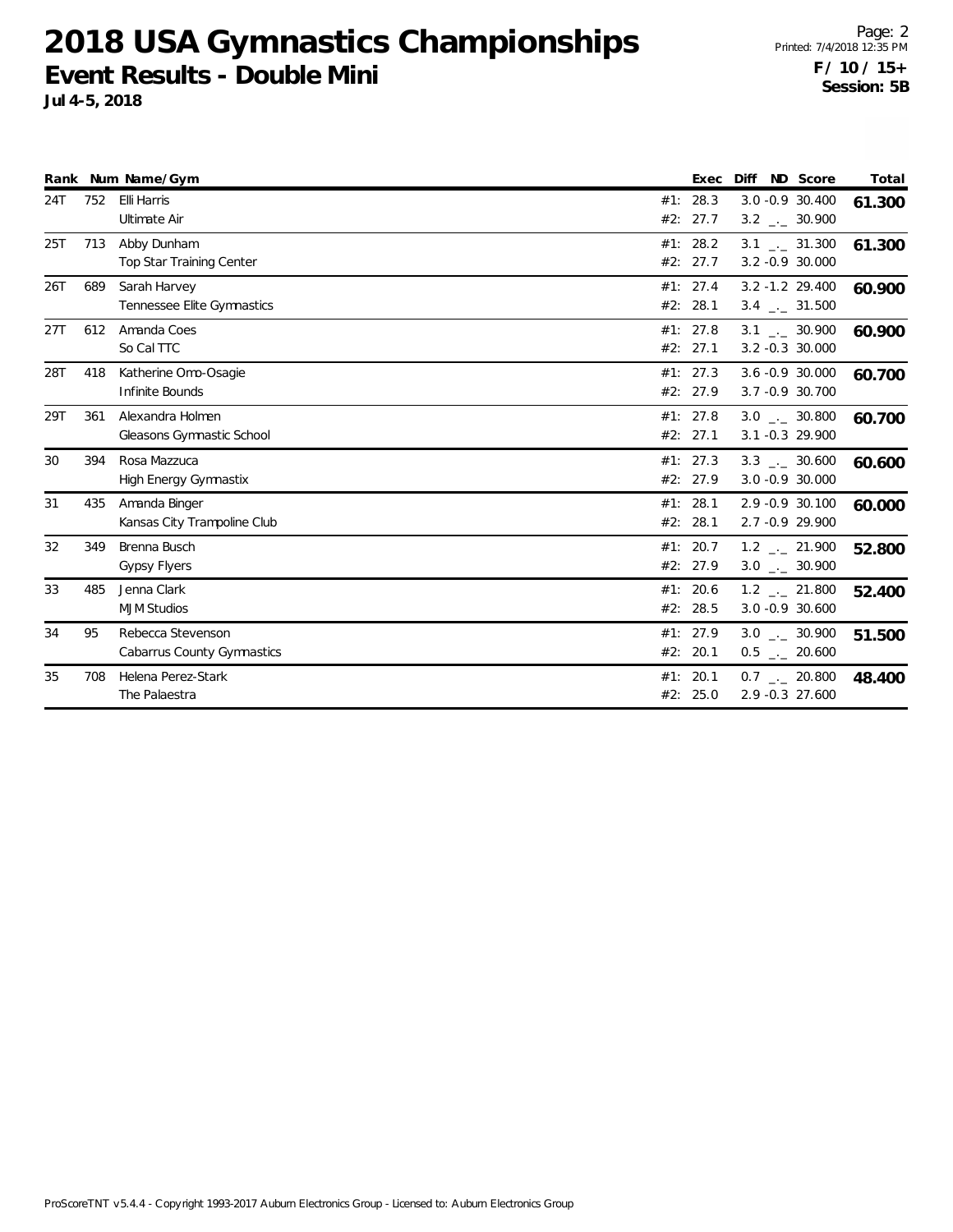# 2018 USA Gymnastics Championships

## Event Results - Double Mini

**Jul 4-5, 2018**

**F / 10 / 15+**
**Session: 5B**

| Rank | Num | Name/Gym | | Exec | Diff | ND | Score | Total |
|---|---|---|---|---|---|---|---|---|
| 24T | 752 | Elli Harris | #1: | 28.3 | 3.0 | -0.9 | 30.400 | **61.300** |
| | | Ultimate Air | #2: | 27.7 | 3.2 | _._ | 30.900 | |
| 25T | 713 | Abby Dunham | #1: | 28.2 | 3.1 | _._ | 31.300 | **61.300** |
| | | Top Star Training Center | #2: | 27.7 | 3.2 | -0.9 | 30.000 | |
| 26T | 689 | Sarah Harvey | #1: | 27.4 | 3.2 | -1.2 | 29.400 | **60.900** |
| | | Tennessee Elite Gymnastics | #2: | 28.1 | 3.4 | _._ | 31.500 | |
| 27T | 612 | Amanda Coes | #1: | 27.8 | 3.1 | _._ | 30.900 | **60.900** |
| | | So Cal TTC | #2: | 27.1 | 3.2 | -0.3 | 30.000 | |
| 28T | 418 | Katherine Omo-Osagie | #1: | 27.3 | 3.6 | -0.9 | 30.000 | **60.700** |
| | | Infinite Bounds | #2: | 27.9 | 3.7 | -0.9 | 30.700 | |
| 29T | 361 | Alexandra Holmen | #1: | 27.8 | 3.0 | _._ | 30.800 | **60.700** |
| | | Gleasons Gymnastic School | #2: | 27.1 | 3.1 | -0.3 | 29.900 | |
| 30 | 394 | Rosa Mazzuca | #1: | 27.3 | 3.3 | _._ | 30.600 | **60.600** |
| | | High Energy Gymnastix | #2: | 27.9 | 3.0 | -0.9 | 30.000 | |
| 31 | 435 | Amanda Binger | #1: | 28.1 | 2.9 | -0.9 | 30.100 | **60.000** |
| | | Kansas City Trampoline Club | #2: | 28.1 | 2.7 | -0.9 | 29.900 | |
| 32 | 349 | Brenna Busch | #1: | 20.7 | 1.2 | _._ | 21.900 | **52.800** |
| | | Gypsy Flyers | #2: | 27.9 | 3.0 | _._ | 30.900 | |
| 33 | 485 | Jenna Clark | #1: | 20.6 | 1.2 | _._ | 21.800 | **52.400** |
| | | MJM Studios | #2: | 28.5 | 3.0 | -0.9 | 30.600 | |
| 34 | 95 | Rebecca Stevenson | #1: | 27.9 | 3.0 | _._ | 30.900 | **51.500** |
| | | Cabarrus County Gymnastics | #2: | 20.1 | 0.5 | _._ | 20.600 | |
| 35 | 708 | Helena Perez-Stark | #1: | 20.1 | 0.7 | _._ | 20.800 | **48.400** |
| | | The Palaestra | #2: | 25.0 | 2.9 | -0.3 | 27.600 | |

ProScoreTNT v5.4.4 - Copyright 1993-2017 Auburn Electronics Group - Licensed to: Auburn Electronics Group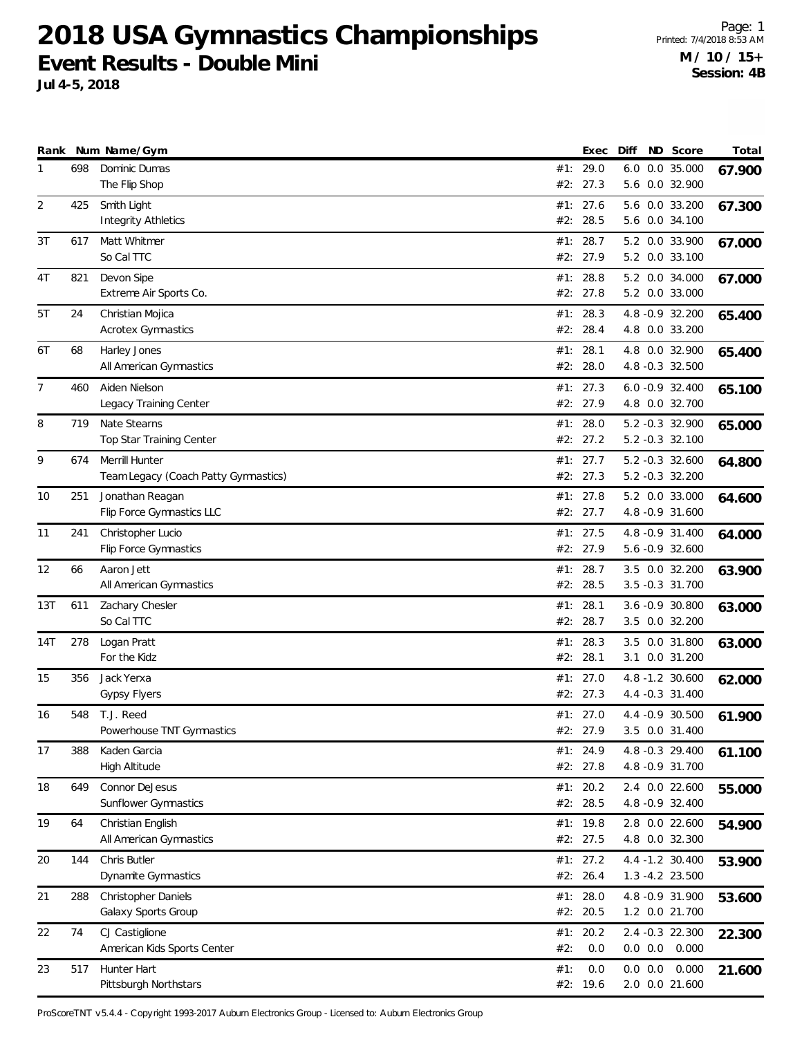# 2018 USA Gymnastics Championships

## Event Results - Double Mini

**Jul 4-5, 2018**

Page: 1
Printed: 7/4/2018 8:53 AM

**M / 10 / 15+**
**Session: 4B**

| Rank | Num | Name/Gym | | Exec | Diff | ND | Score | Total |
|---|---|---|---|---|---|---|---|---|
| 1 | 698 | Dominic Dumas | #1: | 29.0 | 6.0 | 0.0 | 35.000 | **67.900** |
| | | The Flip Shop | #2: | 27.3 | 5.6 | 0.0 | 32.900 | |
| 2 | 425 | Smith Light | #1: | 27.6 | 5.6 | 0.0 | 33.200 | **67.300** |
| | | Integrity Athletics | #2: | 28.5 | 5.6 | 0.0 | 34.100 | |
| 3T | 617 | Matt Whitmer | #1: | 28.7 | 5.2 | 0.0 | 33.900 | **67.000** |
| | | So Cal TTC | #2: | 27.9 | 5.2 | 0.0 | 33.100 | |
| 4T | 821 | Devon Sipe | #1: | 28.8 | 5.2 | 0.0 | 34.000 | **67.000** |
| | | Extreme Air Sports Co. | #2: | 27.8 | 5.2 | 0.0 | 33.000 | |
| 5T | 24 | Christian Mojica | #1: | 28.3 | 4.8 | -0.9 | 32.200 | **65.400** |
| | | Acrotex Gymnastics | #2: | 28.4 | 4.8 | 0.0 | 33.200 | |
| 6T | 68 | Harley Jones | #1: | 28.1 | 4.8 | 0.0 | 32.900 | **65.400** |
| | | All American Gymnastics | #2: | 28.0 | 4.8 | -0.3 | 32.500 | |
| 7 | 460 | Aiden Nielson | #1: | 27.3 | 6.0 | -0.9 | 32.400 | **65.100** |
| | | Legacy Training Center | #2: | 27.9 | 4.8 | 0.0 | 32.700 | |
| 8 | 719 | Nate Stearns | #1: | 28.0 | 5.2 | -0.3 | 32.900 | **65.000** |
| | | Top Star Training Center | #2: | 27.2 | 5.2 | -0.3 | 32.100 | |
| 9 | 674 | Merrill Hunter | #1: | 27.7 | 5.2 | -0.3 | 32.600 | **64.800** |
| | | Team Legacy (Coach Patty Gymnastics) | #2: | 27.3 | 5.2 | -0.3 | 32.200 | |
| 10 | 251 | Jonathan Reagan | #1: | 27.8 | 5.2 | 0.0 | 33.000 | **64.600** |
| | | Flip Force Gymnastics LLC | #2: | 27.7 | 4.8 | -0.9 | 31.600 | |
| 11 | 241 | Christopher Lucio | #1: | 27.5 | 4.8 | -0.9 | 31.400 | **64.000** |
| | | Flip Force Gymnastics | #2: | 27.9 | 5.6 | -0.9 | 32.600 | |
| 12 | 66 | Aaron Jett | #1: | 28.7 | 3.5 | 0.0 | 32.200 | **63.900** |
| | | All American Gymnastics | #2: | 28.5 | 3.5 | -0.3 | 31.700 | |
| 13T | 611 | Zachary Chesler | #1: | 28.1 | 3.6 | -0.9 | 30.800 | **63.000** |
| | | So Cal TTC | #2: | 28.7 | 3.5 | 0.0 | 32.200 | |
| 14T | 278 | Logan Pratt | #1: | 28.3 | 3.5 | 0.0 | 31.800 | **63.000** |
| | | For the Kidz | #2: | 28.1 | 3.1 | 0.0 | 31.200 | |
| 15 | 356 | Jack Yerxa | #1: | 27.0 | 4.8 | -1.2 | 30.600 | **62.000** |
| | | Gypsy Flyers | #2: | 27.3 | 4.4 | -0.3 | 31.400 | |
| 16 | 548 | T.J. Reed | #1: | 27.0 | 4.4 | -0.9 | 30.500 | **61.900** |
| | | Powerhouse TNT Gymnastics | #2: | 27.9 | 3.5 | 0.0 | 31.400 | |
| 17 | 388 | Kaden Garcia | #1: | 24.9 | 4.8 | -0.3 | 29.400 | **61.100** |
| | | High Altitude | #2: | 27.8 | 4.8 | -0.9 | 31.700 | |
| 18 | 649 | Connor DeJesus | #1: | 20.2 | 2.4 | 0.0 | 22.600 | **55.000** |
| | | Sunflower Gymnastics | #2: | 28.5 | 4.8 | -0.9 | 32.400 | |
| 19 | 64 | Christian English | #1: | 19.8 | 2.8 | 0.0 | 22.600 | **54.900** |
| | | All American Gymnastics | #2: | 27.5 | 4.8 | 0.0 | 32.300 | |
| 20 | 144 | Chris Butler | #1: | 27.2 | 4.4 | -1.2 | 30.400 | **53.900** |
| | | Dynamite Gymnastics | #2: | 26.4 | 1.3 | -4.2 | 23.500 | |
| 21 | 288 | Christopher Daniels | #1: | 28.0 | 4.8 | -0.9 | 31.900 | **53.600** |
| | | Galaxy Sports Group | #2: | 20.5 | 1.2 | 0.0 | 21.700 | |
| 22 | 74 | CJ Castiglione | #1: | 20.2 | 2.4 | -0.3 | 22.300 | **22.300** |
| | | American Kids Sports Center | #2: | 0.0 | 0.0 | 0.0 | 0.000 | |
| 23 | 517 | Hunter Hart | #1: | 0.0 | 0.0 | 0.0 | 0.000 | **21.600** |
| | | Pittsburgh Northstars | #2: | 19.6 | 2.0 | 0.0 | 21.600 | |

ProScoreTNT v5.4.4 - Copyright 1993-2017 Auburn Electronics Group - Licensed to: Auburn Electronics Group